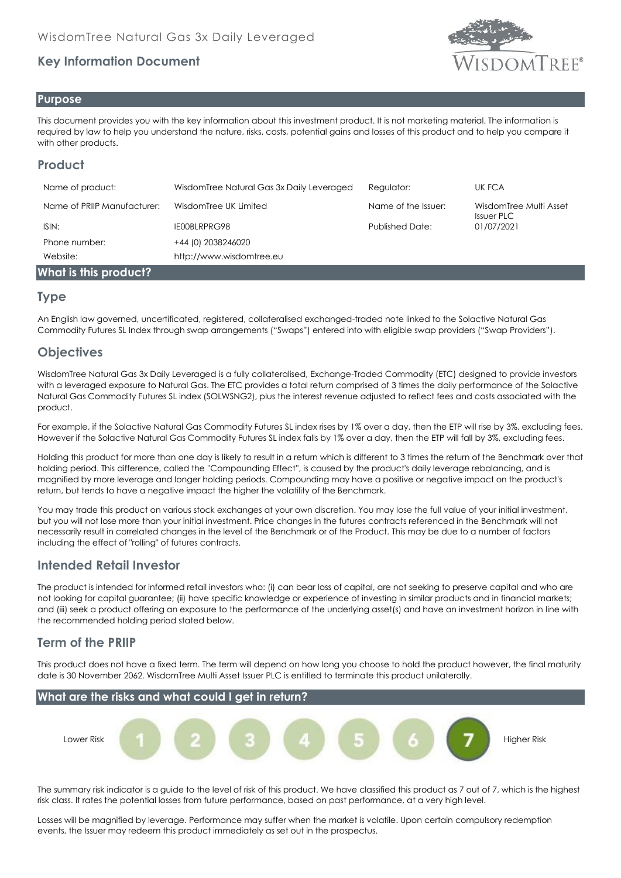WisdomTree Natural Gas 3x Daily Leveraged

# Key Information Document

## Purpose

This document provides you with the key information about this investment product. It is not marketing material. The information is required by law to help you understand the nature, risks, costs, potential gains and losses of this product and to help you compare it with other products.

## Product

| | | | |
|---|---|---|---|
| Name of product: | WisdomTree Natural Gas 3x Daily Leveraged | Regulator: | UK FCA |
| Name of PRIIP Manufacturer: | WisdomTree UK Limited | Name of the Issuer: | WisdomTree Multi Asset Issuer PLC |
| ISIN: | IE00BLRPRG98 | Published Date: | 01/07/2021 |
| Phone number: | +44 (0) 2038246020 | | |
| Website: | http://www.wisdomtree.eu | | |

## What is this product?

### Type

An English law governed, uncertificated, registered, collateralised exchanged-traded note linked to the Solactive Natural Gas Commodity Futures SL Index through swap arrangements ("Swaps") entered into with eligible swap providers ("Swap Providers").

### Objectives

WisdomTree Natural Gas 3x Daily Leveraged is a fully collateralised, Exchange-Traded Commodity (ETC) designed to provide investors with a leveraged exposure to Natural Gas. The ETC provides a total return comprised of 3 times the daily performance of the Solactive Natural Gas Commodity Futures SL index (SOLWSNG2), plus the interest revenue adjusted to reflect fees and costs associated with the product.

For example, if the Solactive Natural Gas Commodity Futures SL index rises by 1% over a day, then the ETP will rise by 3%, excluding fees. However if the Solactive Natural Gas Commodity Futures SL index falls by 1% over a day, then the ETP will fall by 3%, excluding fees.

Holding this product for more than one day is likely to result in a return which is different to 3 times the return of the Benchmark over that holding period. This difference, called the "Compounding Effect", is caused by the product's daily leverage rebalancing, and is magnified by more leverage and longer holding periods. Compounding may have a positive or negative impact on the product's return, but tends to have a negative impact the higher the volatility of the Benchmark.

You may trade this product on various stock exchanges at your own discretion. You may lose the full value of your initial investment, but you will not lose more than your initial investment. Price changes in the futures contracts referenced in the Benchmark will not necessarily result in correlated changes in the level of the Benchmark or of the Product. This may be due to a number of factors including the effect of "rolling" of futures contracts.

### Intended Retail Investor

The product is intended for informed retail investors who: (i) can bear loss of capital, are not seeking to preserve capital and who are not looking for capital guarantee; (ii) have specific knowledge or experience of investing in similar products and in financial markets; and (iii) seek a product offering an exposure to the performance of the underlying asset(s) and have an investment horizon in line with the recommended holding period stated below.

### Term of the PRIIP

This product does not have a fixed term. The term will depend on how long you choose to hold the product however, the final maturity date is 30 November 2062. WisdomTree Multi Asset Issuer PLC is entitled to terminate this product unilaterally.

## What are the risks and what could I get in return?

Lower Risk 1 2 3 4 5 6 **7** Higher Risk

The summary risk indicator is a guide to the level of risk of this product. We have classified this product as 7 out of 7, which is the highest risk class. It rates the potential losses from future performance, based on past performance, at a very high level.

Losses will be magnified by leverage. Performance may suffer when the market is volatile. Upon certain compulsory redemption events, the Issuer may redeem this product immediately as set out in the prospectus.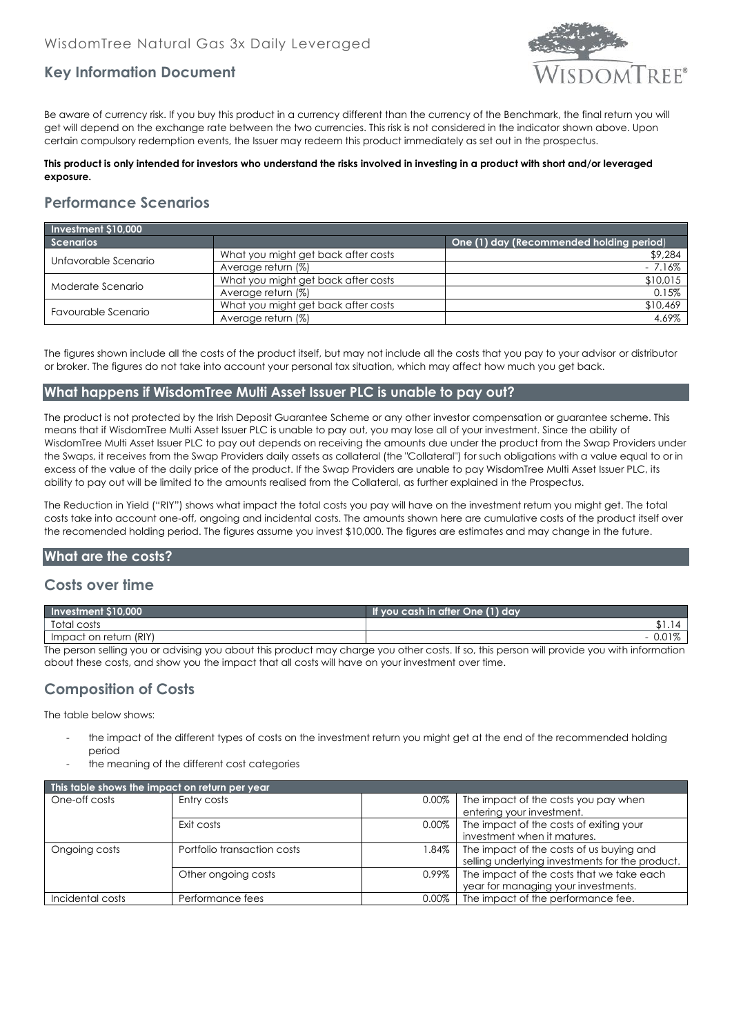Be aware of currency risk. If you buy this product in a currency different than the currency of the Benchmark, the final return you will get will depend on the exchange rate between the two currencies. This risk is not considered in the indicator shown above. Upon certain compulsory redemption events, the Issuer may redeem this product immediately as set out in the prospectus.

**This product is only intended for investors who understand the risks involved in investing in a product with short and/or leveraged exposure.**

## Performance Scenarios

| Investment $10,000 | | |
|---|---|---|
| **Scenarios** | | **One (1) day (Recommended holding period)** |
| Unfavorable Scenario | What you might get back after costs | $9,284 |
| | Average return (%) | - 7.16% |
| Moderate Scenario | What you might get back after costs | $10,015 |
| | Average return (%) | 0.15% |
| Favourable Scenario | What you might get back after costs | $10,469 |
| | Average return (%) | 4.69% |

The figures shown include all the costs of the product itself, but may not include all the costs that you pay to your advisor or distributor or broker. The figures do not take into account your personal tax situation, which may affect how much you get back.

## What happens if WisdomTree Multi Asset Issuer PLC is unable to pay out?

The product is not protected by the Irish Deposit Guarantee Scheme or any other investor compensation or guarantee scheme. This means that if WisdomTree Multi Asset Issuer PLC is unable to pay out, you may lose all of your investment. Since the ability of WisdomTree Multi Asset Issuer PLC to pay out depends on receiving the amounts due under the product from the Swap Providers under the Swaps, it receives from the Swap Providers daily assets as collateral (the "Collateral") for such obligations with a value equal to or in excess of the value of the daily price of the product. If the Swap Providers are unable to pay WisdomTree Multi Asset Issuer PLC, its ability to pay out will be limited to the amounts realised from the Collateral, as further explained in the Prospectus.

The Reduction in Yield ("RIY") shows what impact the total costs you pay will have on the investment return you might get. The total costs take into account one-off, ongoing and incidental costs. The amounts shown here are cumulative costs of the product itself over the recomended holding period. The figures assume you invest $10,000. The figures are estimates and may change in the future.

## What are the costs?

## Costs over time

| Investment $10,000 | If you cash in after One (1) day |
|---|---|
| Total costs | $1.14 |
| Impact on return (RIY) | - 0.01% |

The person selling you or advising you about this product may charge you other costs. If so, this person will provide you with information about these costs, and show you the impact that all costs will have on your investment over time.

## Composition of Costs

The table below shows:

- the impact of the different types of costs on the investment return you might get at the end of the recommended holding period
- the meaning of the different cost categories

| This table shows the impact on return per year | | | |
|---|---|---|---|
| One-off costs | Entry costs | 0.00% | The impact of the costs you pay when entering your investment. |
| | Exit costs | 0.00% | The impact of the costs of exiting your investment when it matures. |
| Ongoing costs | Portfolio transaction costs | 1.84% | The impact of the costs of us buying and selling underlying investments for the product. |
| | Other ongoing costs | 0.99% | The impact of the costs that we take each year for managing your investments. |
| Incidental costs | Performance fees | 0.00% | The impact of the performance fee. |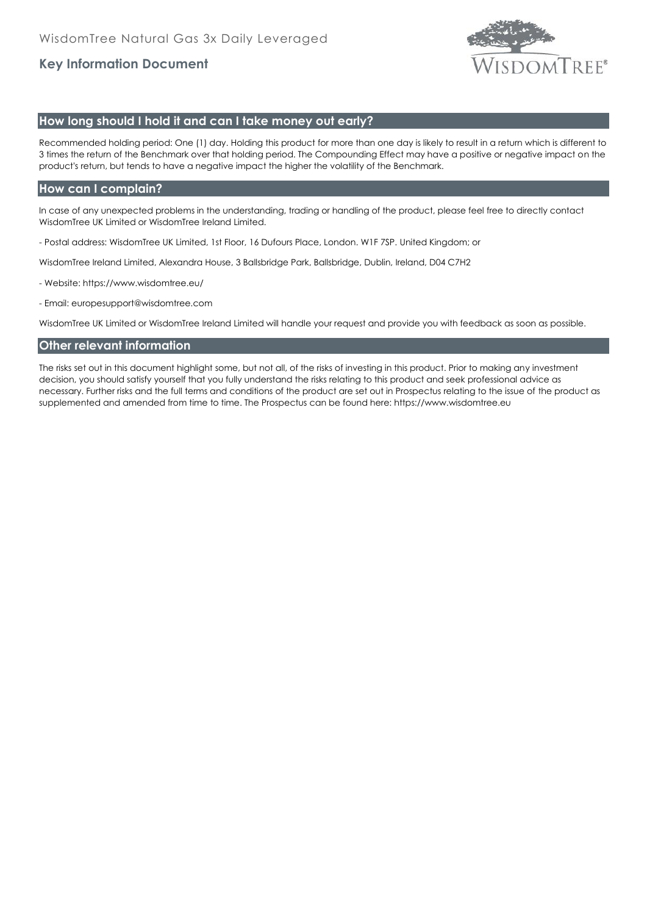## How long should I hold it and can I take money out early?

Recommended holding period: One (1) day. Holding this product for more than one day is likely to result in a return which is different to 3 times the return of the Benchmark over that holding period. The Compounding Effect may have a positive or negative impact on the product's return, but tends to have a negative impact the higher the volatility of the Benchmark.

## How can I complain?

In case of any unexpected problems in the understanding, trading or handling of the product, please feel free to directly contact WisdomTree UK Limited or WisdomTree Ireland Limited.

- Postal address: WisdomTree UK Limited, 1st Floor, 16 Dufours Place, London. W1F 7SP. United Kingdom; or

WisdomTree Ireland Limited, Alexandra House, 3 Ballsbridge Park, Ballsbridge, Dublin, Ireland, D04 C7H2

- Website: https://www.wisdomtree.eu/

- Email: europesupport@wisdomtree.com

WisdomTree UK Limited or WisdomTree Ireland Limited will handle your request and provide you with feedback as soon as possible.

## Other relevant information

The risks set out in this document highlight some, but not all, of the risks of investing in this product. Prior to making any investment decision, you should satisfy yourself that you fully understand the risks relating to this product and seek professional advice as necessary. Further risks and the full terms and conditions of the product are set out in Prospectus relating to the issue of the product as supplemented and amended from time to time. The Prospectus can be found here: https://www.wisdomtree.eu